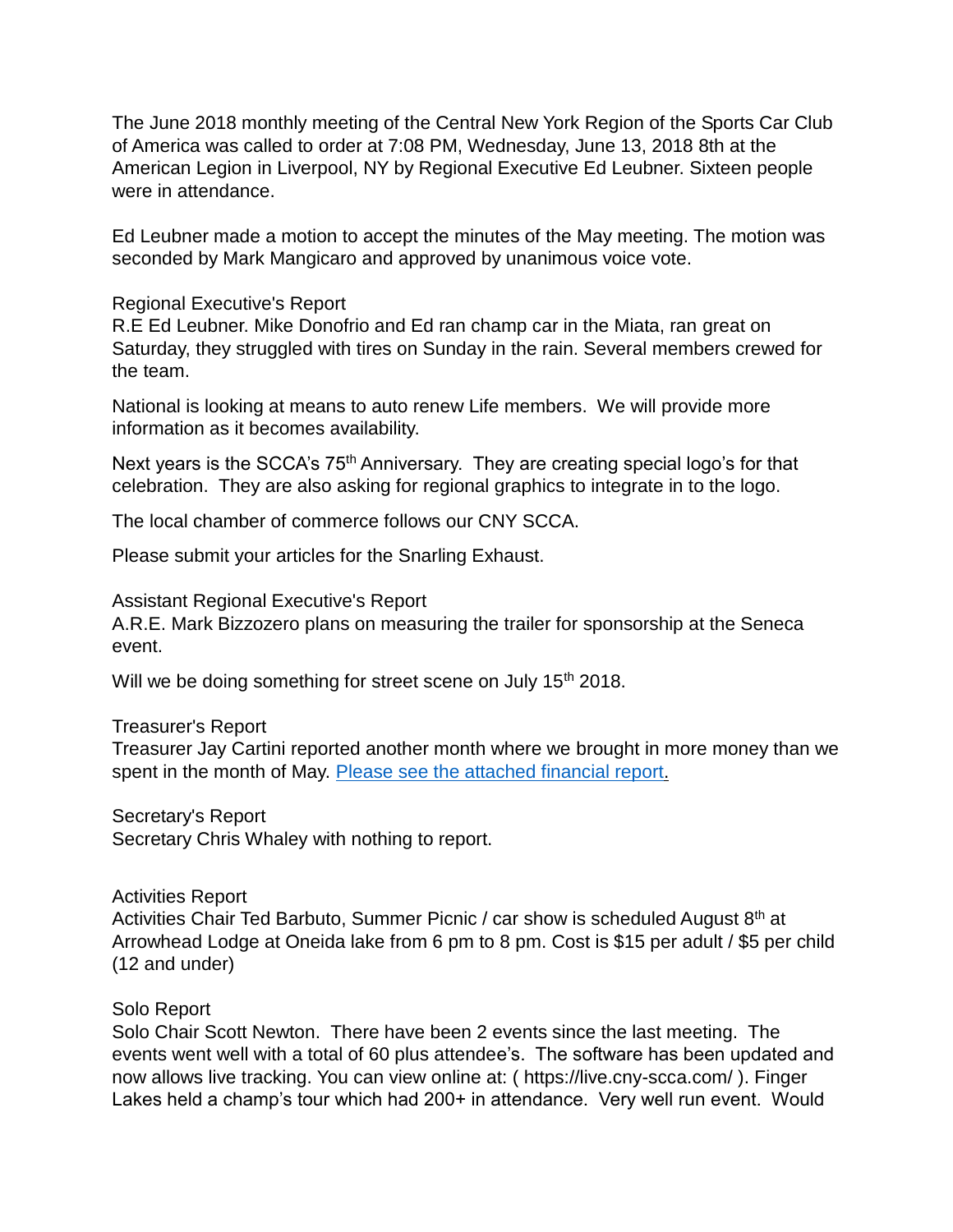The June 2018 monthly meeting of the Central New York Region of the Sports Car Club of America was called to order at 7:08 PM, Wednesday, June 13, 2018 8th at the American Legion in Liverpool, NY by Regional Executive Ed Leubner. Sixteen people were in attendance.

Ed Leubner made a motion to accept the minutes of the May meeting. The motion was seconded by Mark Mangicaro and approved by unanimous voice vote.

Regional Executive's Report
R.E Ed Leubner. Mike Donofrio and Ed ran champ car in the Miata, ran great on Saturday, they struggled with tires on Sunday in the rain. Several members crewed for the team.

National is looking at means to auto renew Life members. We will provide more information as it becomes availability.

Next years is the SCCA's 75th Anniversary. They are creating special logo's for that celebration. They are also asking for regional graphics to integrate in to the logo.

The local chamber of commerce follows our CNY SCCA.

Please submit your articles for the Snarling Exhaust.

Assistant Regional Executive's Report
A.R.E. Mark Bizzozero plans on measuring the trailer for sponsorship at the Seneca event.

Will we be doing something for street scene on July 15th 2018.

Treasurer's Report
Treasurer Jay Cartini reported another month where we brought in more money than we spent in the month of May. Please see the attached financial report.

Secretary's Report
Secretary Chris Whaley with nothing to report.

Activities Report
Activities Chair Ted Barbuto, Summer Picnic / car show is scheduled August 8th at Arrowhead Lodge at Oneida lake from 6 pm to 8 pm. Cost is $15 per adult / $5 per child (12 and under)

Solo Report
Solo Chair Scott Newton. There have been 2 events since the last meeting. The events went well with a total of 60 plus attendee's. The software has been updated and now allows live tracking. You can view online at: ( https://live.cny-scca.com/ ). Finger Lakes held a champ's tour which had 200+ in attendance. Very well run event. Would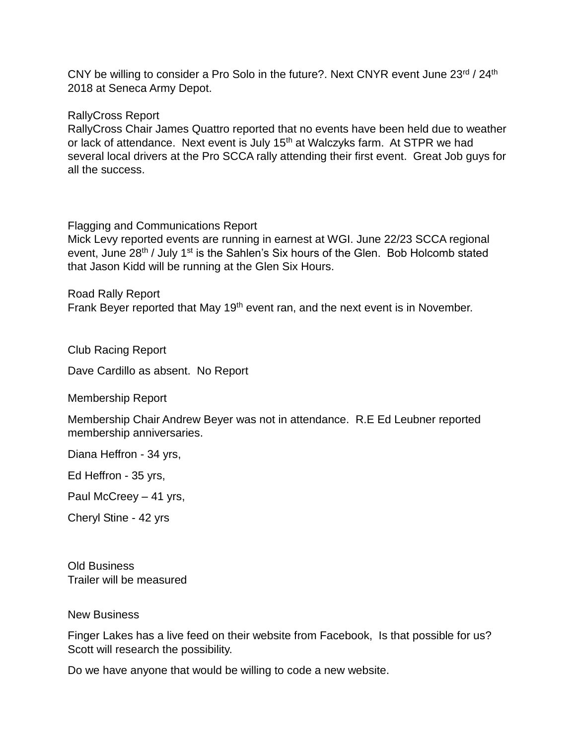CNY be willing to consider a Pro Solo in the future?. Next CNYR event June 23rd / 24th 2018 at Seneca Army Depot.

RallyCross Report
RallyCross Chair James Quattro reported that no events have been held due to weather or lack of attendance. Next event is July 15th at Walczyks farm. At STPR we had several local drivers at the Pro SCCA rally attending their first event. Great Job guys for all the success.

Flagging and Communications Report
Mick Levy reported events are running in earnest at WGI. June 22/23 SCCA regional event, June 28th / July 1st is the Sahlen's Six hours of the Glen. Bob Holcomb stated that Jason Kidd will be running at the Glen Six Hours.

Road Rally Report
Frank Beyer reported that May 19th event ran, and the next event is in November.

Club Racing Report

Dave Cardillo as absent. No Report

Membership Report

Membership Chair Andrew Beyer was not in attendance. R.E Ed Leubner reported membership anniversaries.

Diana Heffron - 34 yrs,

Ed Heffron - 35 yrs,

Paul McCreey – 41 yrs,

Cheryl Stine - 42 yrs

Old Business
Trailer will be measured

New Business

Finger Lakes has a live feed on their website from Facebook, Is that possible for us? Scott will research the possibility.

Do we have anyone that would be willing to code a new website.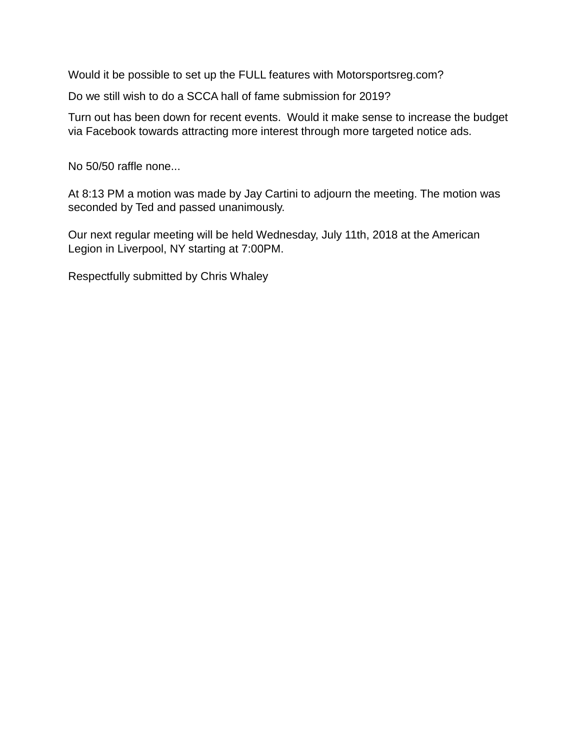Would it be possible to set up the FULL features with Motorsportsreg.com?

Do we still wish to do a SCCA hall of fame submission for 2019?

Turn out has been down for recent events. Would it make sense to increase the budget via Facebook towards attracting more interest through more targeted notice ads.

No 50/50 raffle none...

At 8:13 PM a motion was made by Jay Cartini to adjourn the meeting. The motion was seconded by Ted and passed unanimously.

Our next regular meeting will be held Wednesday, July 11th, 2018 at the American Legion in Liverpool, NY starting at 7:00PM.

Respectfully submitted by Chris Whaley